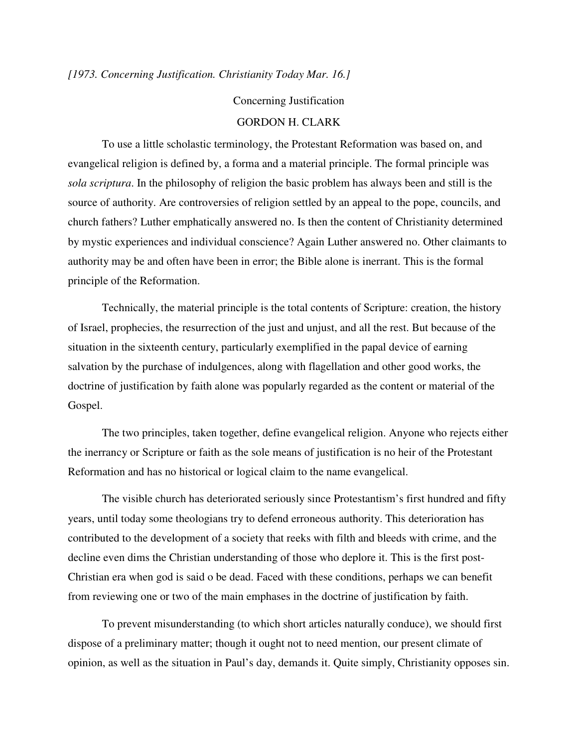*[1973. Concerning Justification. Christianity Today Mar. 16.]*

# Concerning Justification

## GORDON H. CLARK

To use a little scholastic terminology, the Protestant Reformation was based on, and evangelical religion is defined by, a forma and a material principle. The formal principle was *sola scriptura*. In the philosophy of religion the basic problem has always been and still is the source of authority. Are controversies of religion settled by an appeal to the pope, councils, and church fathers? Luther emphatically answered no. Is then the content of Christianity determined by mystic experiences and individual conscience? Again Luther answered no. Other claimants to authority may be and often have been in error; the Bible alone is inerrant. This is the formal principle of the Reformation.

Technically, the material principle is the total contents of Scripture: creation, the history of Israel, prophecies, the resurrection of the just and unjust, and all the rest. But because of the situation in the sixteenth century, particularly exemplified in the papal device of earning salvation by the purchase of indulgences, along with flagellation and other good works, the doctrine of justification by faith alone was popularly regarded as the content or material of the Gospel.

The two principles, taken together, define evangelical religion. Anyone who rejects either the inerrancy or Scripture or faith as the sole means of justification is no heir of the Protestant Reformation and has no historical or logical claim to the name evangelical.

The visible church has deteriorated seriously since Protestantism's first hundred and fifty years, until today some theologians try to defend erroneous authority. This deterioration has contributed to the development of a society that reeks with filth and bleeds with crime, and the decline even dims the Christian understanding of those who deplore it. This is the first post-Christian era when god is said o be dead. Faced with these conditions, perhaps we can benefit from reviewing one or two of the main emphases in the doctrine of justification by faith.

To prevent misunderstanding (to which short articles naturally conduce), we should first dispose of a preliminary matter; though it ought not to need mention, our present climate of opinion, as well as the situation in Paul's day, demands it. Quite simply, Christianity opposes sin.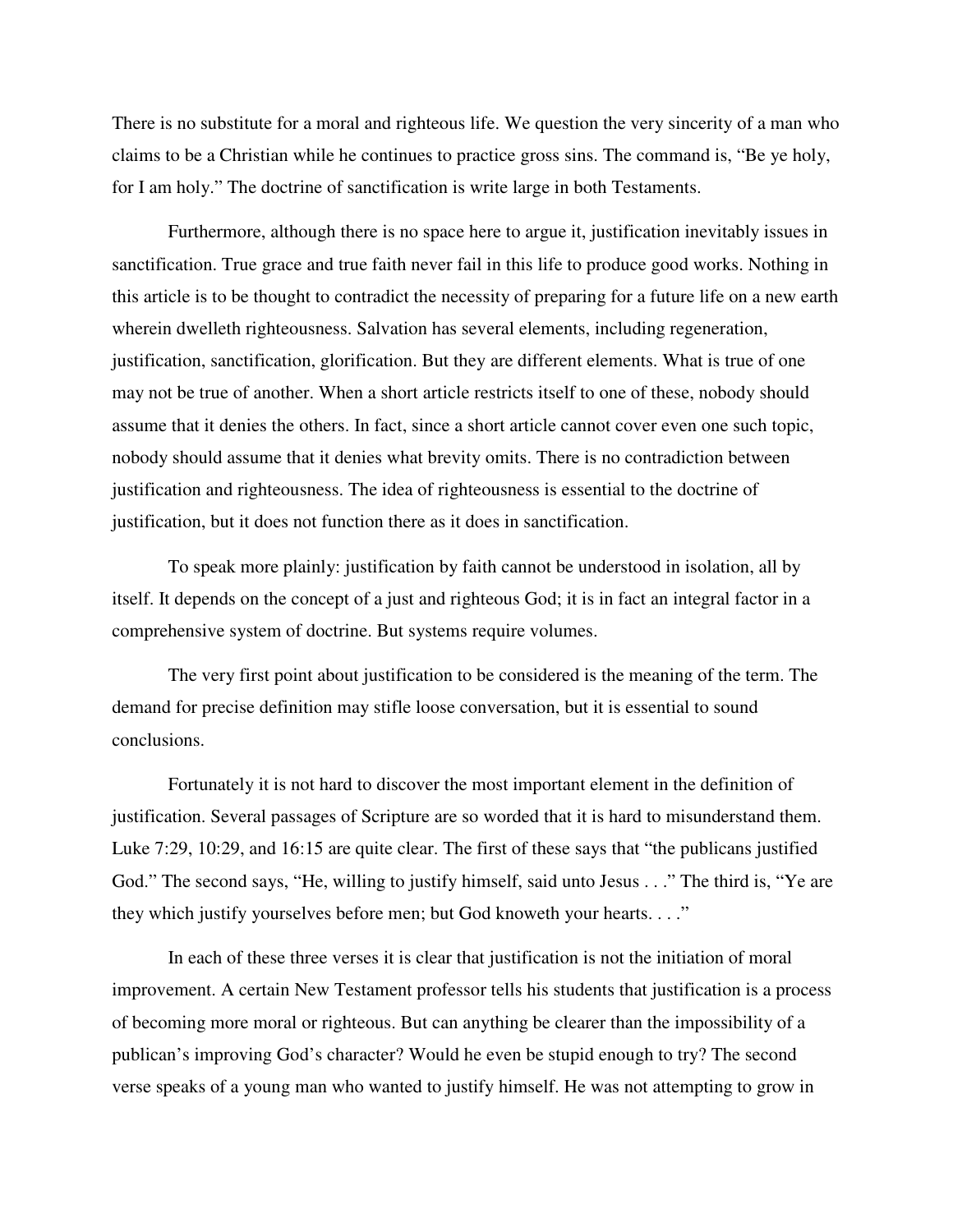There is no substitute for a moral and righteous life. We question the very sincerity of a man who claims to be a Christian while he continues to practice gross sins. The command is, "Be ye holy, for I am holy." The doctrine of sanctification is write large in both Testaments.

Furthermore, although there is no space here to argue it, justification inevitably issues in sanctification. True grace and true faith never fail in this life to produce good works. Nothing in this article is to be thought to contradict the necessity of preparing for a future life on a new earth wherein dwelleth righteousness. Salvation has several elements, including regeneration, justification, sanctification, glorification. But they are different elements. What is true of one may not be true of another. When a short article restricts itself to one of these, nobody should assume that it denies the others. In fact, since a short article cannot cover even one such topic, nobody should assume that it denies what brevity omits. There is no contradiction between justification and righteousness. The idea of righteousness is essential to the doctrine of justification, but it does not function there as it does in sanctification.

To speak more plainly: justification by faith cannot be understood in isolation, all by itself. It depends on the concept of a just and righteous God; it is in fact an integral factor in a comprehensive system of doctrine. But systems require volumes.

The very first point about justification to be considered is the meaning of the term. The demand for precise definition may stifle loose conversation, but it is essential to sound conclusions.

Fortunately it is not hard to discover the most important element in the definition of justification. Several passages of Scripture are so worded that it is hard to misunderstand them. Luke 7:29, 10:29, and 16:15 are quite clear. The first of these says that "the publicans justified God." The second says, "He, willing to justify himself, said unto Jesus . . ." The third is, "Ye are they which justify yourselves before men; but God knoweth your hearts. . . ."

In each of these three verses it is clear that justification is not the initiation of moral improvement. A certain New Testament professor tells his students that justification is a process of becoming more moral or righteous. But can anything be clearer than the impossibility of a publican's improving God's character? Would he even be stupid enough to try? The second verse speaks of a young man who wanted to justify himself. He was not attempting to grow in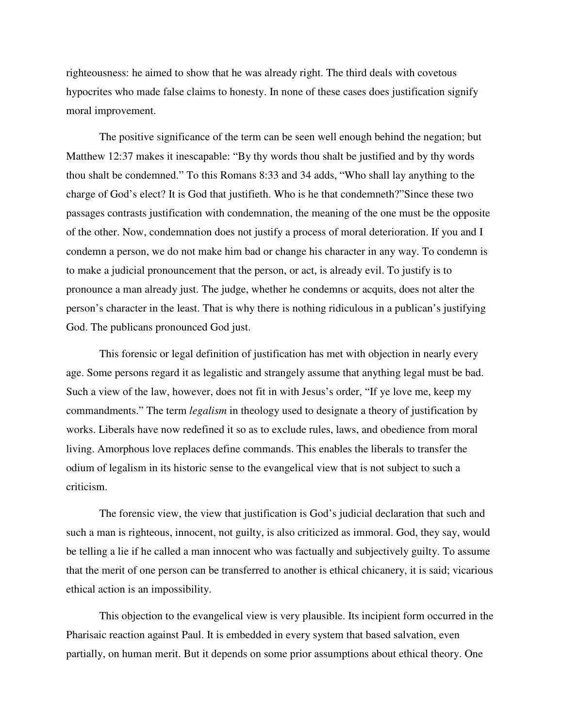righteousness: he aimed to show that he was already right. The third deals with covetous hypocrites who made false claims to honesty. In none of these cases does justification signify moral improvement.

The positive significance of the term can be seen well enough behind the negation; but Matthew 12:37 makes it inescapable: "By thy words thou shalt be justified and by thy words thou shalt be condemned." To this Romans 8:33 and 34 adds, "Who shall lay anything to the charge of God's elect? It is God that justifieth. Who is he that condemneth?"Since these two passages contrasts justification with condemnation, the meaning of the one must be the opposite of the other. Now, condemnation does not justify a process of moral deterioration. If you and I condemn a person, we do not make him bad or change his character in any way. To condemn is to make a judicial pronouncement that the person, or act, is already evil. To justify is to pronounce a man already just. The judge, whether he condemns or acquits, does not alter the person's character in the least. That is why there is nothing ridiculous in a publican's justifying God. The publicans pronounced God just.

This forensic or legal definition of justification has met with objection in nearly every age. Some persons regard it as legalistic and strangely assume that anything legal must be bad. Such a view of the law, however, does not fit in with Jesus's order, "If ye love me, keep my commandments." The term *legalism* in theology used to designate a theory of justification by works. Liberals have now redefined it so as to exclude rules, laws, and obedience from moral living. Amorphous love replaces define commands. This enables the liberals to transfer the odium of legalism in its historic sense to the evangelical view that is not subject to such a criticism.

The forensic view, the view that justification is God's judicial declaration that such and such a man is righteous, innocent, not guilty, is also criticized as immoral. God, they say, would be telling a lie if he called a man innocent who was factually and subjectively guilty. To assume that the merit of one person can be transferred to another is ethical chicanery, it is said; vicarious ethical action is an impossibility.

This objection to the evangelical view is very plausible. Its incipient form occurred in the Pharisaic reaction against Paul. It is embedded in every system that based salvation, even partially, on human merit. But it depends on some prior assumptions about ethical theory. One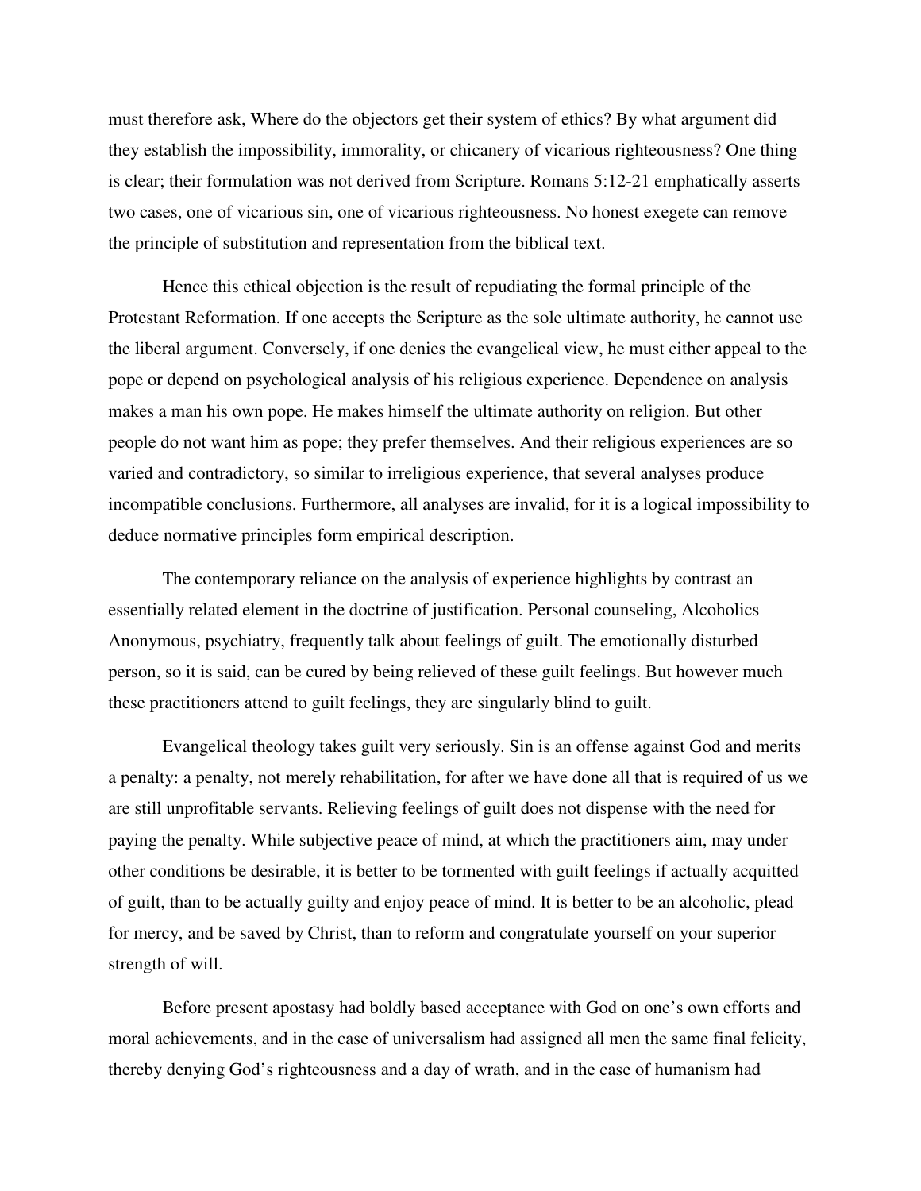must therefore ask, Where do the objectors get their system of ethics? By what argument did they establish the impossibility, immorality, or chicanery of vicarious righteousness? One thing is clear; their formulation was not derived from Scripture. Romans 5:12-21 emphatically asserts two cases, one of vicarious sin, one of vicarious righteousness. No honest exegete can remove the principle of substitution and representation from the biblical text.

Hence this ethical objection is the result of repudiating the formal principle of the Protestant Reformation. If one accepts the Scripture as the sole ultimate authority, he cannot use the liberal argument. Conversely, if one denies the evangelical view, he must either appeal to the pope or depend on psychological analysis of his religious experience. Dependence on analysis makes a man his own pope. He makes himself the ultimate authority on religion. But other people do not want him as pope; they prefer themselves. And their religious experiences are so varied and contradictory, so similar to irreligious experience, that several analyses produce incompatible conclusions. Furthermore, all analyses are invalid, for it is a logical impossibility to deduce normative principles form empirical description.

The contemporary reliance on the analysis of experience highlights by contrast an essentially related element in the doctrine of justification. Personal counseling, Alcoholics Anonymous, psychiatry, frequently talk about feelings of guilt. The emotionally disturbed person, so it is said, can be cured by being relieved of these guilt feelings. But however much these practitioners attend to guilt feelings, they are singularly blind to guilt.

Evangelical theology takes guilt very seriously. Sin is an offense against God and merits a penalty: a penalty, not merely rehabilitation, for after we have done all that is required of us we are still unprofitable servants. Relieving feelings of guilt does not dispense with the need for paying the penalty. While subjective peace of mind, at which the practitioners aim, may under other conditions be desirable, it is better to be tormented with guilt feelings if actually acquitted of guilt, than to be actually guilty and enjoy peace of mind. It is better to be an alcoholic, plead for mercy, and be saved by Christ, than to reform and congratulate yourself on your superior strength of will.

Before present apostasy had boldly based acceptance with God on one's own efforts and moral achievements, and in the case of universalism had assigned all men the same final felicity, thereby denying God's righteousness and a day of wrath, and in the case of humanism had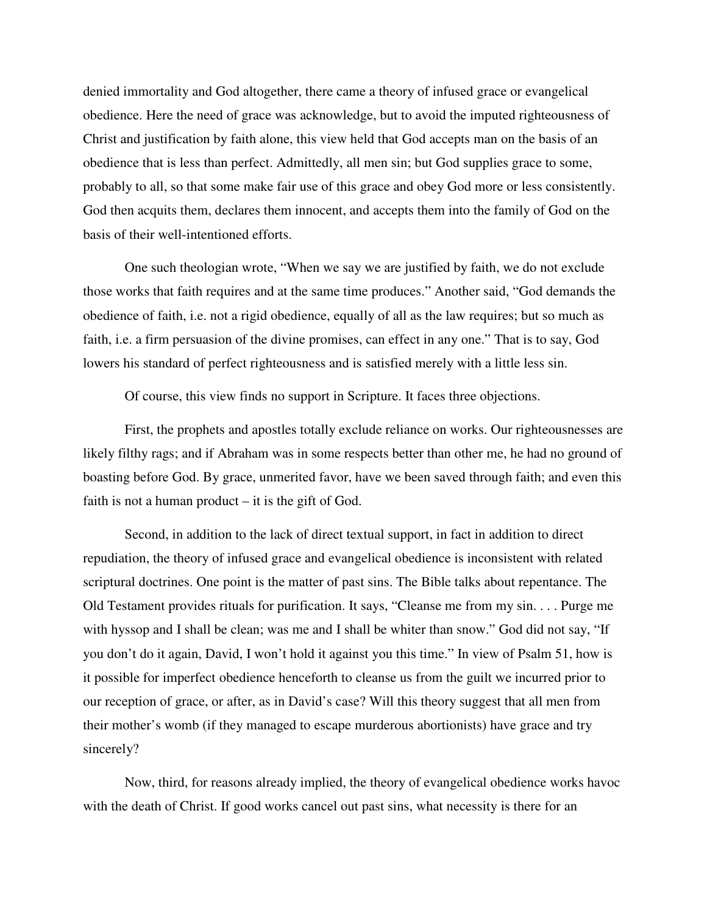denied immortality and God altogether, there came a theory of infused grace or evangelical obedience. Here the need of grace was acknowledge, but to avoid the imputed righteousness of Christ and justification by faith alone, this view held that God accepts man on the basis of an obedience that is less than perfect. Admittedly, all men sin; but God supplies grace to some, probably to all, so that some make fair use of this grace and obey God more or less consistently. God then acquits them, declares them innocent, and accepts them into the family of God on the basis of their well-intentioned efforts.

One such theologian wrote, "When we say we are justified by faith, we do not exclude those works that faith requires and at the same time produces." Another said, "God demands the obedience of faith, i.e. not a rigid obedience, equally of all as the law requires; but so much as faith, i.e. a firm persuasion of the divine promises, can effect in any one." That is to say, God lowers his standard of perfect righteousness and is satisfied merely with a little less sin.

Of course, this view finds no support in Scripture. It faces three objections.

First, the prophets and apostles totally exclude reliance on works. Our righteousnesses are likely filthy rags; and if Abraham was in some respects better than other me, he had no ground of boasting before God. By grace, unmerited favor, have we been saved through faith; and even this faith is not a human product – it is the gift of God.

Second, in addition to the lack of direct textual support, in fact in addition to direct repudiation, the theory of infused grace and evangelical obedience is inconsistent with related scriptural doctrines. One point is the matter of past sins. The Bible talks about repentance. The Old Testament provides rituals for purification. It says, "Cleanse me from my sin. . . . Purge me with hyssop and I shall be clean; was me and I shall be whiter than snow." God did not say, "If you don't do it again, David, I won't hold it against you this time." In view of Psalm 51, how is it possible for imperfect obedience henceforth to cleanse us from the guilt we incurred prior to our reception of grace, or after, as in David's case? Will this theory suggest that all men from their mother's womb (if they managed to escape murderous abortionists) have grace and try sincerely?

Now, third, for reasons already implied, the theory of evangelical obedience works havoc with the death of Christ. If good works cancel out past sins, what necessity is there for an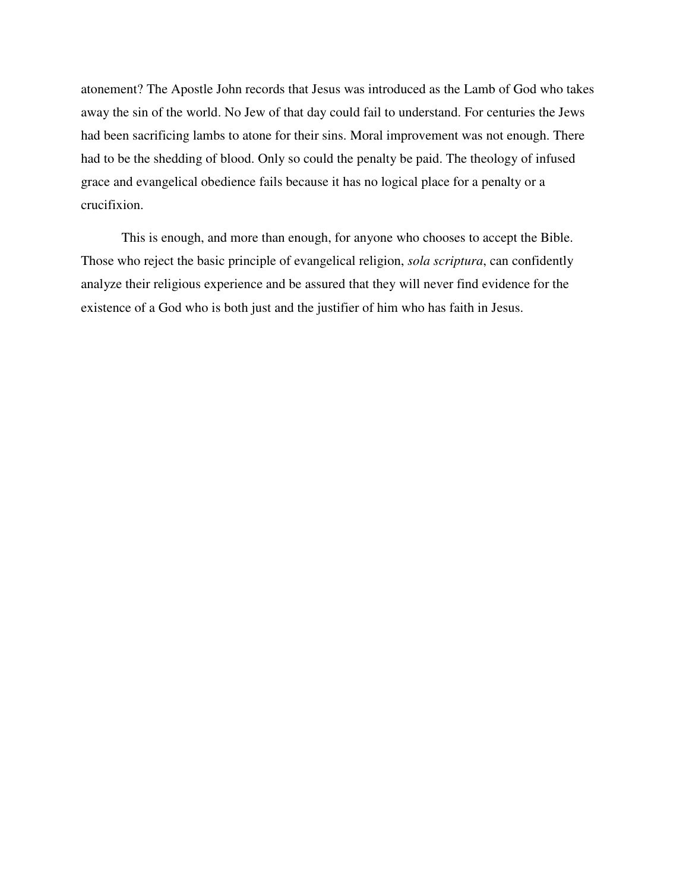atonement? The Apostle John records that Jesus was introduced as the Lamb of God who takes away the sin of the world. No Jew of that day could fail to understand. For centuries the Jews had been sacrificing lambs to atone for their sins. Moral improvement was not enough. There had to be the shedding of blood. Only so could the penalty be paid. The theology of infused grace and evangelical obedience fails because it has no logical place for a penalty or a crucifixion.

This is enough, and more than enough, for anyone who chooses to accept the Bible. Those who reject the basic principle of evangelical religion, *sola scriptura*, can confidently analyze their religious experience and be assured that they will never find evidence for the existence of a God who is both just and the justifier of him who has faith in Jesus.